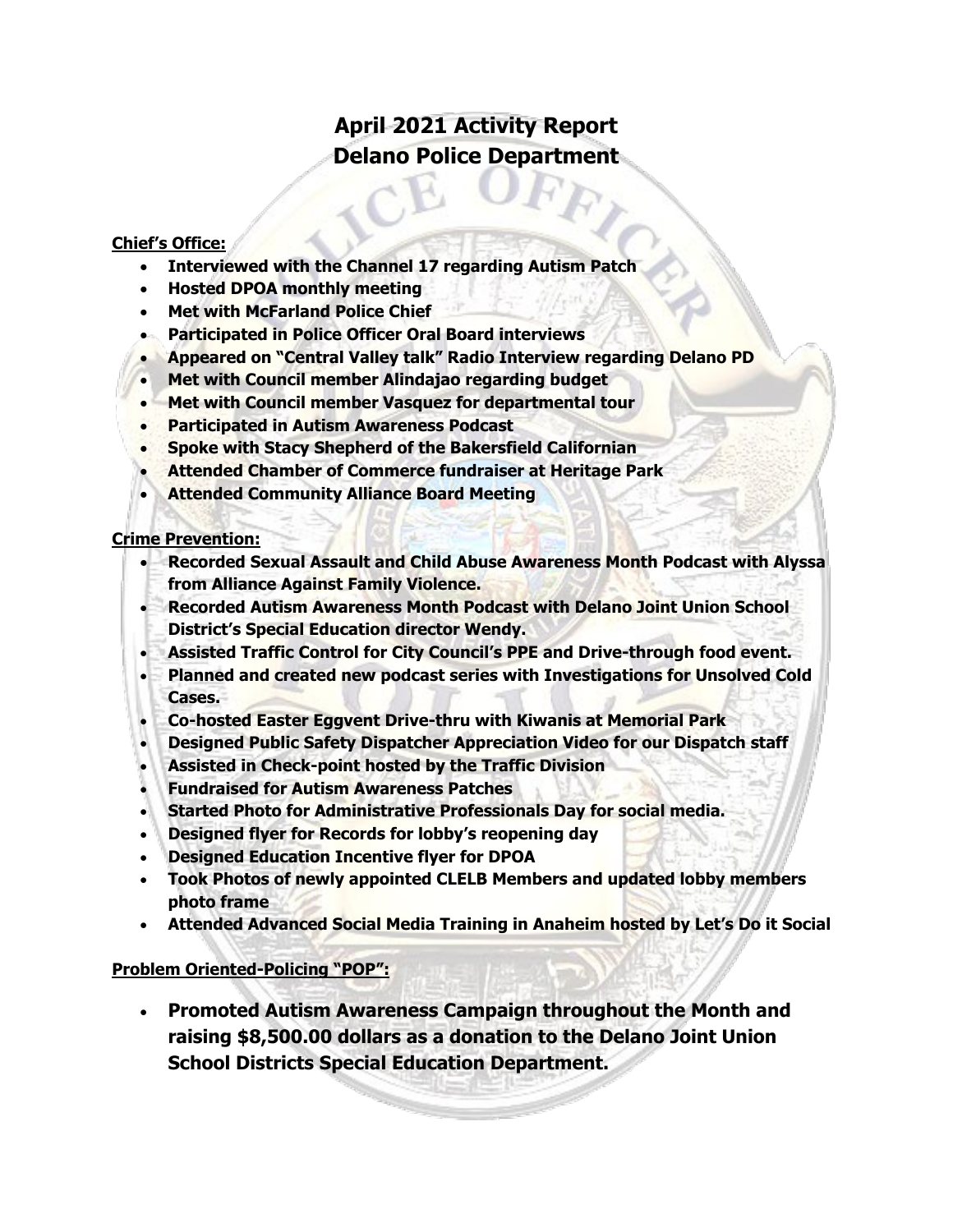# April 2021 Activity Report
# Delano Police Department

**Chief's Office:**

- **Interviewed with the Channel 17 regarding Autism Patch**
- **Hosted DPOA monthly meeting**
- **Met with McFarland Police Chief**
- **Participated in Police Officer Oral Board interviews**
- **Appeared on "Central Valley talk" Radio Interview regarding Delano PD**
- **Met with Council member Alindajao regarding budget**
- **Met with Council member Vasquez for departmental tour**
- **Participated in Autism Awareness Podcast**
- **Spoke with Stacy Shepherd of the Bakersfield Californian**
- **Attended Chamber of Commerce fundraiser at Heritage Park**
- **Attended Community Alliance Board Meeting**

**Crime Prevention:**

- **Recorded Sexual Assault and Child Abuse Awareness Month Podcast with Alyssa from Alliance Against Family Violence.**
- **Recorded Autism Awareness Month Podcast with Delano Joint Union School District's Special Education director Wendy.**
- **Assisted Traffic Control for City Council's PPE and Drive-through food event.**
- **Planned and created new podcast series with Investigations for Unsolved Cold Cases.**
- **Co-hosted Easter Eggvent Drive-thru with Kiwanis at Memorial Park**
- **Designed Public Safety Dispatcher Appreciation Video for our Dispatch staff**
- **Assisted in Check-point hosted by the Traffic Division**
- **Fundraised for Autism Awareness Patches**
- **Started Photo for Administrative Professionals Day for social media.**
- **Designed flyer for Records for lobby's reopening day**
- **Designed Education Incentive flyer for DPOA**
- **Took Photos of newly appointed CLELB Members and updated lobby members photo frame**
- **Attended Advanced Social Media Training in Anaheim hosted by Let's Do it Social**

**Problem Oriented-Policing "POP":**

- **Promoted Autism Awareness Campaign throughout the Month and raising $8,500.00 dollars as a donation to the Delano Joint Union School Districts Special Education Department.**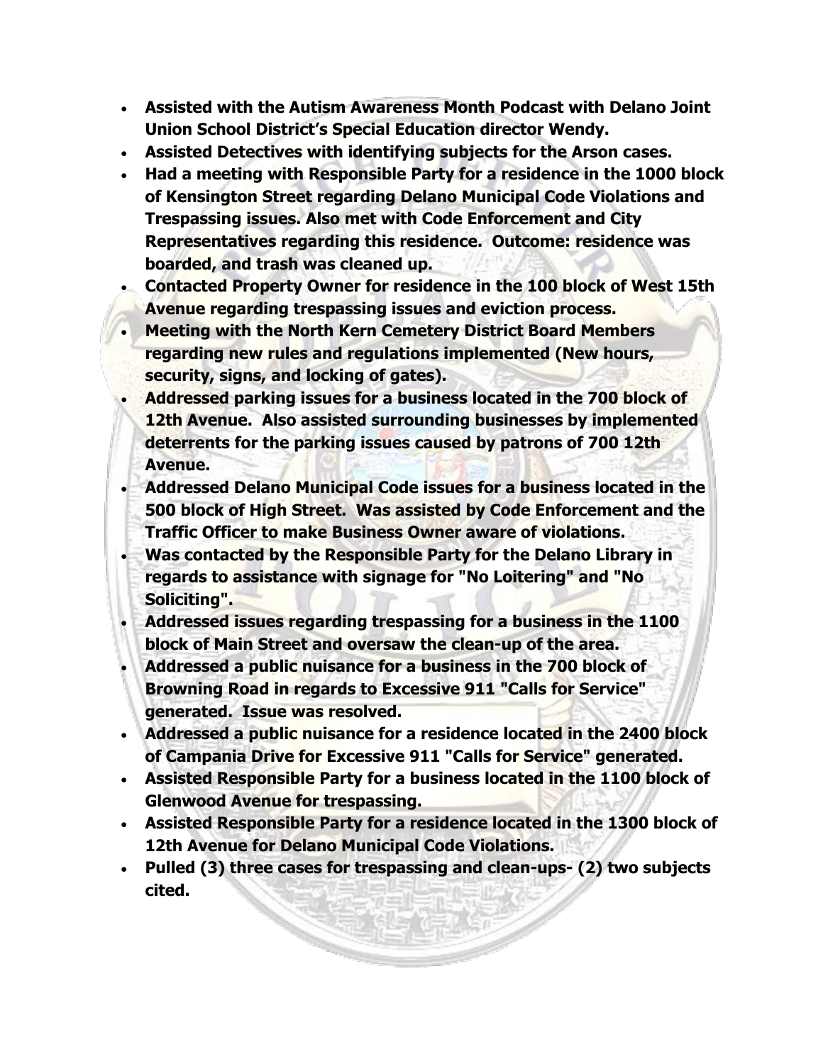- **Assisted with the Autism Awareness Month Podcast with Delano Joint Union School District's Special Education director Wendy.**
- **Assisted Detectives with identifying subjects for the Arson cases.**
- **Had a meeting with Responsible Party for a residence in the 1000 block of Kensington Street regarding Delano Municipal Code Violations and Trespassing issues. Also met with Code Enforcement and City Representatives regarding this residence. Outcome: residence was boarded, and trash was cleaned up.**
- **Contacted Property Owner for residence in the 100 block of West 15th Avenue regarding trespassing issues and eviction process.**
- **Meeting with the North Kern Cemetery District Board Members regarding new rules and regulations implemented (New hours, security, signs, and locking of gates).**
- **Addressed parking issues for a business located in the 700 block of 12th Avenue. Also assisted surrounding businesses by implemented deterrents for the parking issues caused by patrons of 700 12th Avenue.**
- **Addressed Delano Municipal Code issues for a business located in the 500 block of High Street. Was assisted by Code Enforcement and the Traffic Officer to make Business Owner aware of violations.**
- **Was contacted by the Responsible Party for the Delano Library in regards to assistance with signage for "No Loitering" and "No Soliciting".**
- **Addressed issues regarding trespassing for a business in the 1100 block of Main Street and oversaw the clean-up of the area.**
- **Addressed a public nuisance for a business in the 700 block of Browning Road in regards to Excessive 911 "Calls for Service" generated. Issue was resolved.**
- **Addressed a public nuisance for a residence located in the 2400 block of Campania Drive for Excessive 911 "Calls for Service" generated.**
- **Assisted Responsible Party for a business located in the 1100 block of Glenwood Avenue for trespassing.**
- **Assisted Responsible Party for a residence located in the 1300 block of 12th Avenue for Delano Municipal Code Violations.**
- **Pulled (3) three cases for trespassing and clean-ups- (2) two subjects cited.**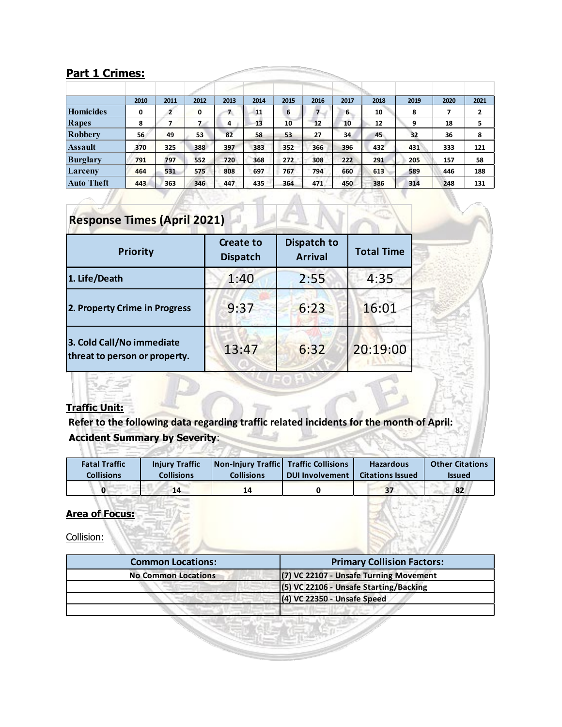## Part 1 Crimes:

| | 2010 | 2011 | 2012 | 2013 | 2014 | 2015 | 2016 | 2017 | 2018 | 2019 | 2020 | 2021 |
|---|---|---|---|---|---|---|---|---|---|---|---|---|
| Homicides | 0 | 2 | 0 | 7 | 11 | 6 | 7 | 6 | 10 | 8 | 7 | 2 |
| Rapes | 8 | 7 | 7 | 4 | 13 | 10 | 12 | 10 | 12 | 9 | 18 | 5 |
| Robbery | 56 | 49 | 53 | 82 | 58 | 53 | 27 | 34 | 45 | 32 | 36 | 8 |
| Assault | 370 | 325 | 388 | 397 | 383 | 352 | 366 | 396 | 432 | 431 | 333 | 121 |
| Burglary | 791 | 797 | 552 | 720 | 368 | 272 | 308 | 222 | 291 | 205 | 157 | 58 |
| Larceny | 464 | 531 | 575 | 808 | 697 | 767 | 794 | 660 | 613 | 589 | 446 | 188 |
| Auto Theft | 443 | 363 | 346 | 447 | 435 | 364 | 471 | 450 | 386 | 314 | 248 | 131 |

## Response Times (April 2021)

| Priority | Create to Dispatch | Dispatch to Arrival | Total Time |
|---|---|---|---|
| 1. Life/Death | 1:40 | 2:55 | 4:35 |
| 2. Property Crime in Progress | 9:37 | 6:23 | 16:01 |
| 3. Cold Call/No immediate threat to person or property. | 13:47 | 6:32 | 20:19:00 |

## Traffic Unit:

**Refer to the following data regarding traffic related incidents for the month of April:**

**Accident Summary by Severity**:

| Fatal Traffic Collisions | Injury Traffic Collisions | Non-Injury Traffic Collisions | Traffic Collisions DUI Involvement | Hazardous Citations Issued | Other Citations Issued |
|---|---|---|---|---|---|
| 0 | 14 | 14 | 0 | 37 | 82 |

## Area of Focus:

Collision:

| Common Locations: | Primary Collision Factors: |
|---|---|
| No Common Locations | (7) VC 22107 - Unsafe Turning Movement |
| | (5) VC 22106 - Unsafe Starting/Backing |
| | (4) VC 22350 - Unsafe Speed |
| | |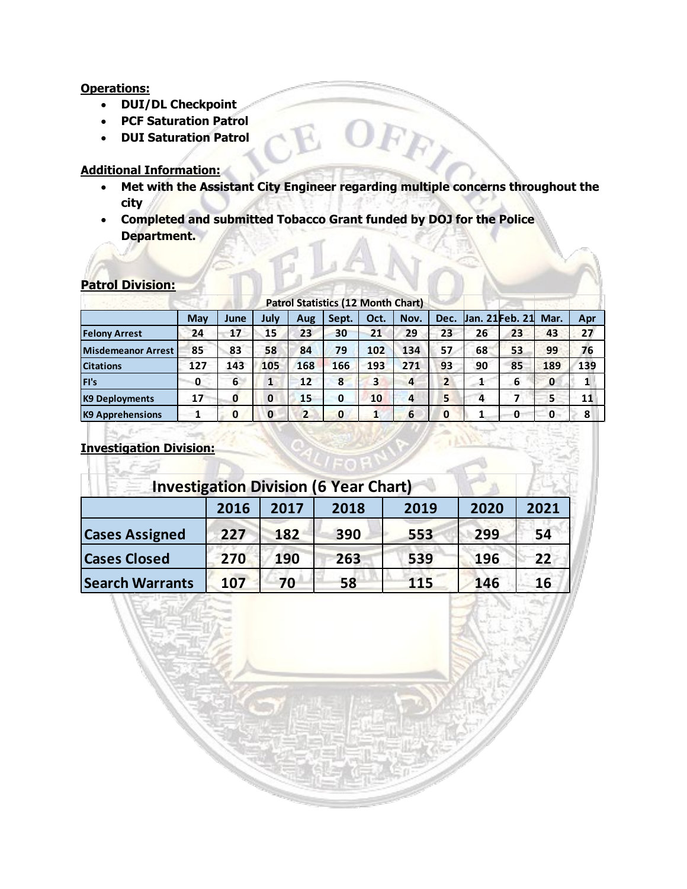**Operations:**

- **DUI/DL Checkpoint**
- **PCF Saturation Patrol**
- **DUI Saturation Patrol**

**Additional Information:**

- **Met with the Assistant City Engineer regarding multiple concerns throughout the city**
- **Completed and submitted Tobacco Grant funded by DOJ for the Police Department.**

**Patrol Division:**

| Patrol Statistics (12 Month Chart) | | | | | | | | | | | | |
|---|---|---|---|---|---|---|---|---|---|---|---|---|
| | May | June | July | Aug | Sept. | Oct. | Nov. | Dec. | Jan. 21 | Feb. 21 | Mar. | Apr |
| Felony Arrest | 24 | 17 | 15 | 23 | 30 | 21 | 29 | 23 | 26 | 23 | 43 | 27 |
| Misdemeanor Arrest | 85 | 83 | 58 | 84 | 79 | 102 | 134 | 57 | 68 | 53 | 99 | 76 |
| Citations | 127 | 143 | 105 | 168 | 166 | 193 | 271 | 93 | 90 | 85 | 189 | 139 |
| FI's | 0 | 6 | 1 | 12 | 8 | 3 | 4 | 2 | 1 | 6 | 0 | 1 |
| K9 Deployments | 17 | 0 | 0 | 15 | 0 | 10 | 4 | 5 | 4 | 7 | 5 | 11 |
| K9 Apprehensions | 1 | 0 | 0 | 2 | 0 | 1 | 6 | 0 | 1 | 0 | 0 | 8 |

**Investigation Division:**

| Investigation Division (6 Year Chart) | | | | | | |
|---|---|---|---|---|---|---|
| | 2016 | 2017 | 2018 | 2019 | 2020 | 2021 |
| Cases Assigned | 227 | 182 | 390 | 553 | 299 | 54 |
| Cases Closed | 270 | 190 | 263 | 539 | 196 | 22 |
| Search Warrants | 107 | 70 | 58 | 115 | 146 | 16 |